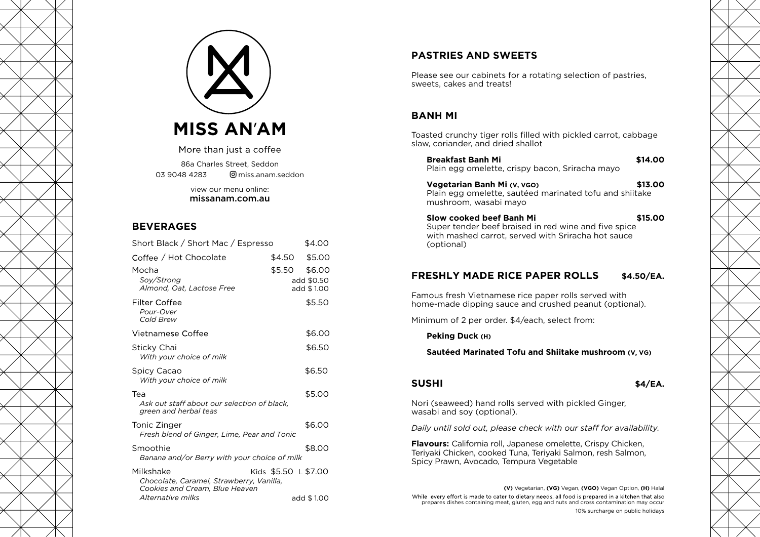# MISS AN'AM

More than just a coffee

86a Charles Street, Seddon

03 9048 4283 miss.anam.seddon

view our menu online:
**missanam.com.au**

## BEVERAGES

| Item | | |
|---|---|---|
| Short Black / Short Mac / Espresso | | $4.00 |
| Coffee / Hot Chocolate | $4.50 | $5.00 |
| Mocha | $5.50 | $6.00 |
| *Soy/Strong* | | add $0.50 |
| *Almond, Oat, Lactose Free* | | add $1.00 |
| Filter Coffee<br>*Pour-Over*<br>*Cold Brew* | | $5.50 |
| Vietnamese Coffee | | $6.00 |
| Sticky Chai<br>*With your choice of milk* | | $6.50 |
| Spicy Cacao<br>*With your choice of milk* | | $6.50 |
| Tea<br>*Ask out staff about our selection of black, green and herbal teas* | | $5.00 |
| Tonic Zinger<br>*Fresh blend of Ginger, Lime, Pear and Tonic* | | $6.00 |
| Smoothie<br>*Banana and/or Berry with your choice of milk* | | $8.00 |
| Milkshake<br>*Chocolate, Caramel, Strawberry, Vanilla, Cookies and Cream, Blue Heaven* | Kids $5.50 | L $7.00 |
| *Alternative milks* | | add $1.00 |

## PASTRIES AND SWEETS

Please see our cabinets for a rotating selection of pastries, sweets, cakes and treats!

## BANH MI

Toasted crunchy tiger rolls filled with pickled carrot, cabbage slaw, coriander, and dried shallot

**Breakfast Banh Mi** — **$14.00**
Plain egg omelette, crispy bacon, Sriracha mayo

**Vegetarian Banh Mi (V, VGO)** — **$13.00**
Plain egg omelette, sautéed marinated tofu and shiitake mushroom, wasabi mayo

**Slow cooked beef Banh Mi** — **$15.00**
Super tender beef braised in red wine and five spice with mashed carrot, served with Sriracha hot sauce (optional)

## FRESHLY MADE RICE PAPER ROLLS — $4.50/EA.

Famous fresh Vietnamese rice paper rolls served with home-made dipping sauce and crushed peanut (optional).

Minimum of 2 per order. $4/each, select from:

**Peking Duck (H)**

**Sautéed Marinated Tofu and Shiitake mushroom (V, VG)**

## SUSHI — $4/EA.

Nori (seaweed) hand rolls served with pickled Ginger, wasabi and soy (optional).

*Daily until sold out, please check with our staff for availability.*

**Flavours:** California roll, Japanese omelette, Crispy Chicken, Teriyaki Chicken, cooked Tuna, Teriyaki Salmon, resh Salmon, Spicy Prawn, Avocado, Tempura Vegetable

**(V)** Vegetarian, **(VG)** Vegan, **(VGO)** Vegan Option, **(H)** Halal

While every effort is made to cater to dietary needs, all food is prepared in a kitchen that also prepares dishes containing meat, gluten, egg and nuts and cross contamination may occur

10% surcharge on public holidays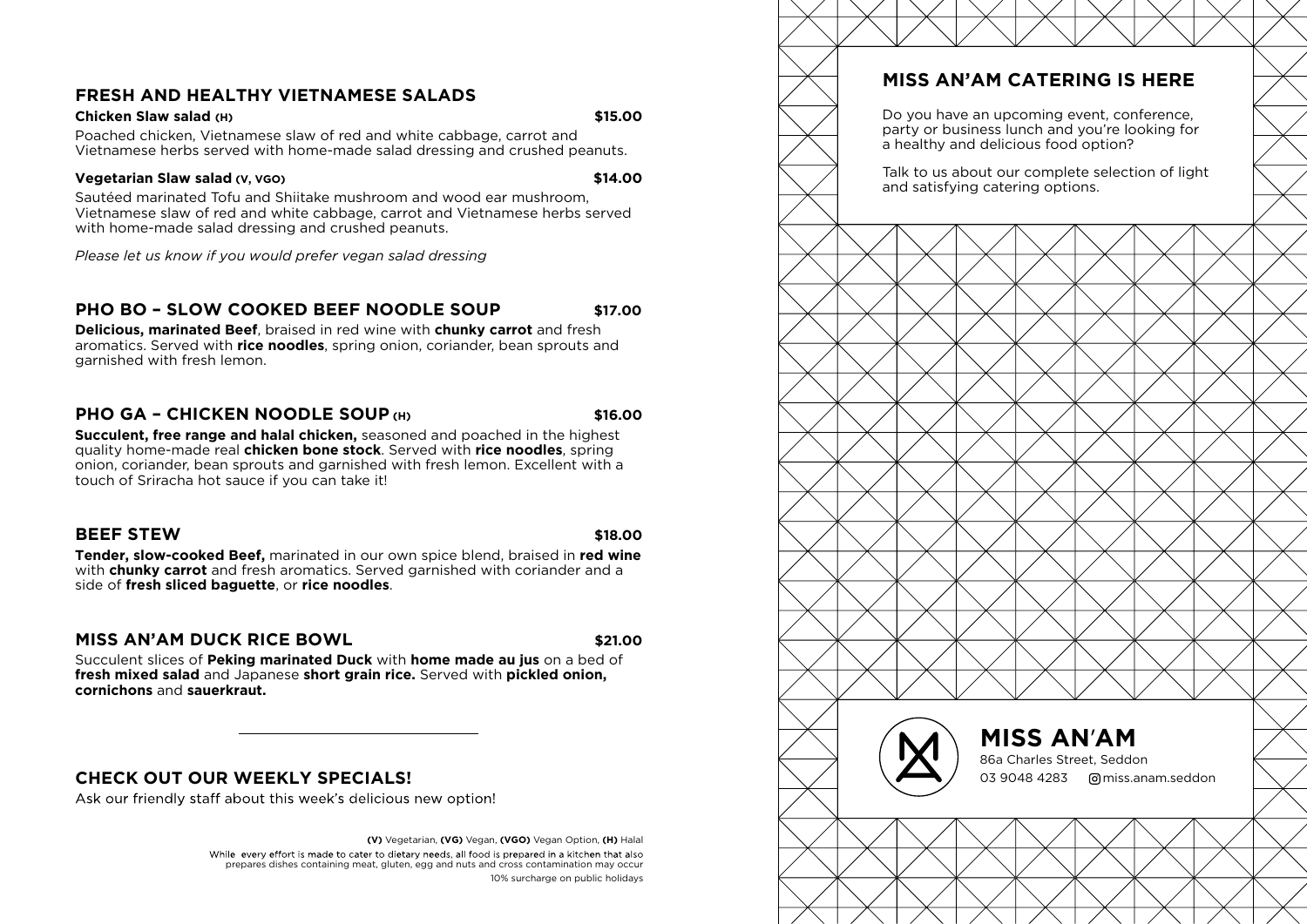## FRESH AND HEALTHY VIETNAMESE SALADS

**Chicken Slaw salad (H)** **$15.00**

Poached chicken, Vietnamese slaw of red and white cabbage, carrot and Vietnamese herbs served with home-made salad dressing and crushed peanuts.

**Vegetarian Slaw salad (V, VGO)** **$14.00**

Sautéed marinated Tofu and Shiitake mushroom and wood ear mushroom, Vietnamese slaw of red and white cabbage, carrot and Vietnamese herbs served with home-made salad dressing and crushed peanuts.

*Please let us know if you would prefer vegan salad dressing*

## PHO BO – SLOW COOKED BEEF NOODLE SOUP **$17.00**

**Delicious, marinated Beef**, braised in red wine with **chunky carrot** and fresh aromatics. Served with **rice noodles**, spring onion, coriander, bean sprouts and garnished with fresh lemon.

## PHO GA – CHICKEN NOODLE SOUP (H) **$16.00**

**Succulent, free range and halal chicken,** seasoned and poached in the highest quality home-made real **chicken bone stock**. Served with **rice noodles**, spring onion, coriander, bean sprouts and garnished with fresh lemon. Excellent with a touch of Sriracha hot sauce if you can take it!

## BEEF STEW **$18.00**

**Tender, slow-cooked Beef,** marinated in our own spice blend, braised in **red wine** with **chunky carrot** and fresh aromatics. Served garnished with coriander and a side of **fresh sliced baguette**, or **rice noodles**.

## MISS AN'AM DUCK RICE BOWL **$21.00**

Succulent slices of **Peking marinated Duck** with **home made au jus** on a bed of **fresh mixed salad** and Japanese **short grain rice.** Served with **pickled onion, cornichons** and **sauerkraut.**

---

## CHECK OUT OUR WEEKLY SPECIALS!

Ask our friendly staff about this week's delicious new option!

**(V)** Vegetarian, **(VG)** Vegan, **(VGO)** Vegan Option, **(H)** Halal

While every effort is made to cater to dietary needs, all food is prepared in a kitchen that also prepares dishes containing meat, gluten, egg and nuts and cross contamination may occur

10% surcharge on public holidays

## MISS AN'AM CATERING IS HERE

Do you have an upcoming event, conference, party or business lunch and you're looking for a healthy and delicious food option?

Talk to us about our complete selection of light and satisfying catering options.

## MISS AN'AM

86a Charles Street, Seddon

03 9048 4283 miss.anam.seddon